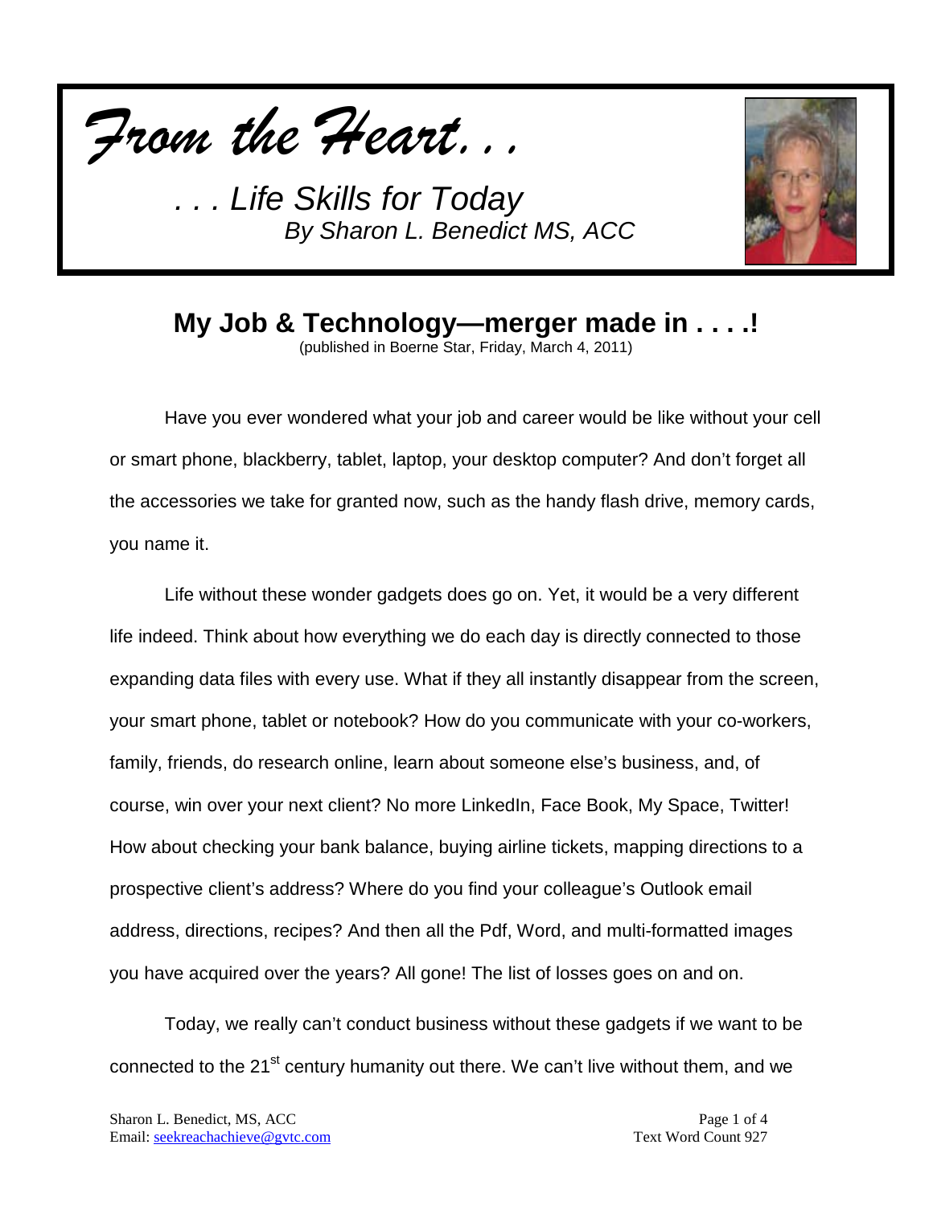*From the Heart. . .*

*. . . Life Skills for Today*
*By Sharon L. Benedict MS, ACC*

# My Job & Technology—merger made in . . . .!

(published in Boerne Star, Friday, March 4, 2011)

Have you ever wondered what your job and career would be like without your cell or smart phone, blackberry, tablet, laptop, your desktop computer? And don't forget all the accessories we take for granted now, such as the handy flash drive, memory cards, you name it.

Life without these wonder gadgets does go on. Yet, it would be a very different life indeed. Think about how everything we do each day is directly connected to those expanding data files with every use. What if they all instantly disappear from the screen, your smart phone, tablet or notebook? How do you communicate with your co-workers, family, friends, do research online, learn about someone else's business, and, of course, win over your next client? No more LinkedIn, Face Book, My Space, Twitter! How about checking your bank balance, buying airline tickets, mapping directions to a prospective client's address? Where do you find your colleague's Outlook email address, directions, recipes? And then all the Pdf, Word, and multi-formatted images you have acquired over the years? All gone! The list of losses goes on and on.

Today, we really can't conduct business without these gadgets if we want to be connected to the 21st century humanity out there. We can't live without them, and we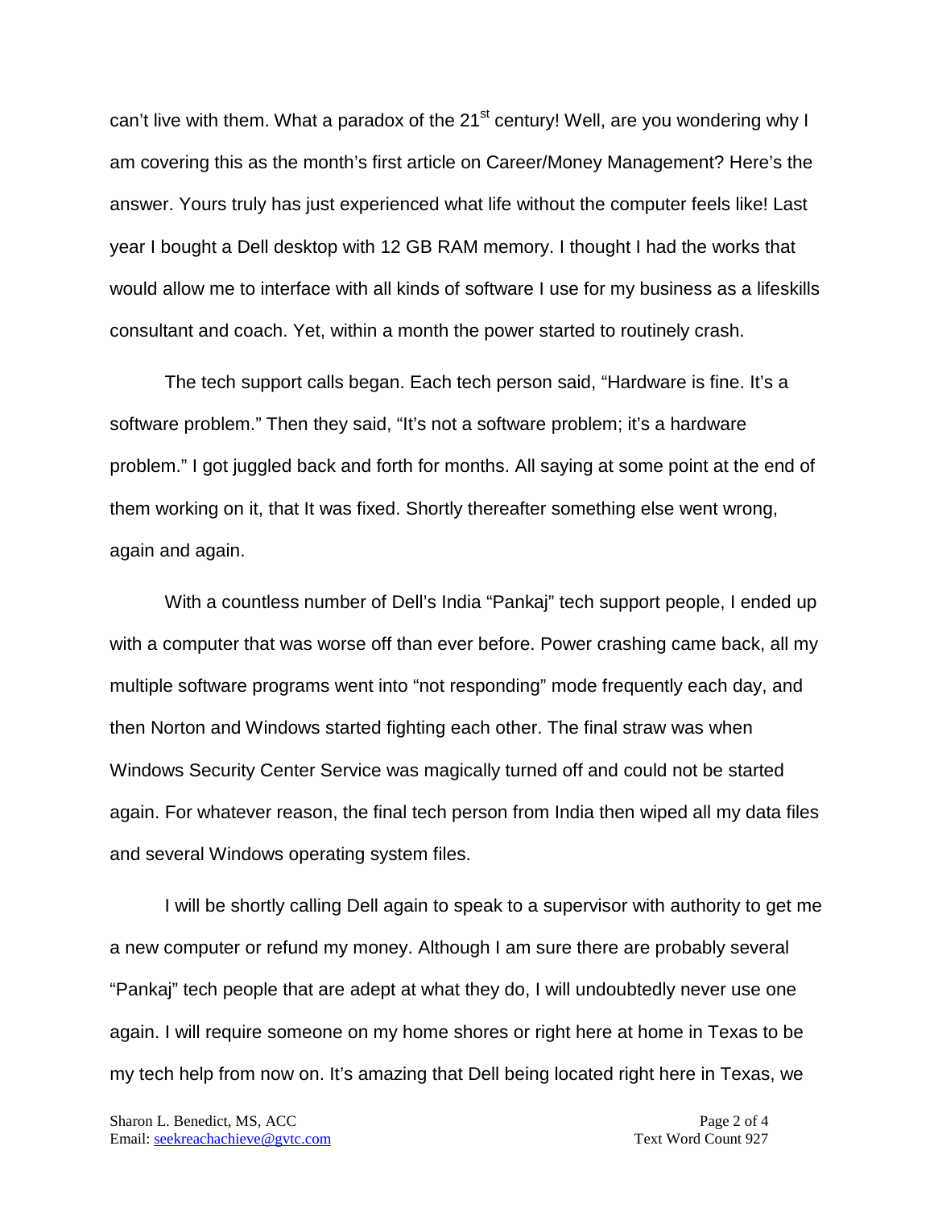can't live with them. What a paradox of the 21$^{st}$ century! Well, are you wondering why I am covering this as the month's first article on Career/Money Management? Here's the answer. Yours truly has just experienced what life without the computer feels like! Last year I bought a Dell desktop with 12 GB RAM memory. I thought I had the works that would allow me to interface with all kinds of software I use for my business as a lifeskills consultant and coach. Yet, within a month the power started to routinely crash.

The tech support calls began. Each tech person said, "Hardware is fine. It's a software problem." Then they said, "It's not a software problem; it's a hardware problem." I got juggled back and forth for months. All saying at some point at the end of them working on it, that It was fixed. Shortly thereafter something else went wrong, again and again.

With a countless number of Dell's India "Pankaj" tech support people, I ended up with a computer that was worse off than ever before. Power crashing came back, all my multiple software programs went into "not responding" mode frequently each day, and then Norton and Windows started fighting each other. The final straw was when Windows Security Center Service was magically turned off and could not be started again. For whatever reason, the final tech person from India then wiped all my data files and several Windows operating system files.

I will be shortly calling Dell again to speak to a supervisor with authority to get me a new computer or refund my money. Although I am sure there are probably several "Pankaj" tech people that are adept at what they do, I will undoubtedly never use one again. I will require someone on my home shores or right here at home in Texas to be my tech help from now on. It's amazing that Dell being located right here in Texas, we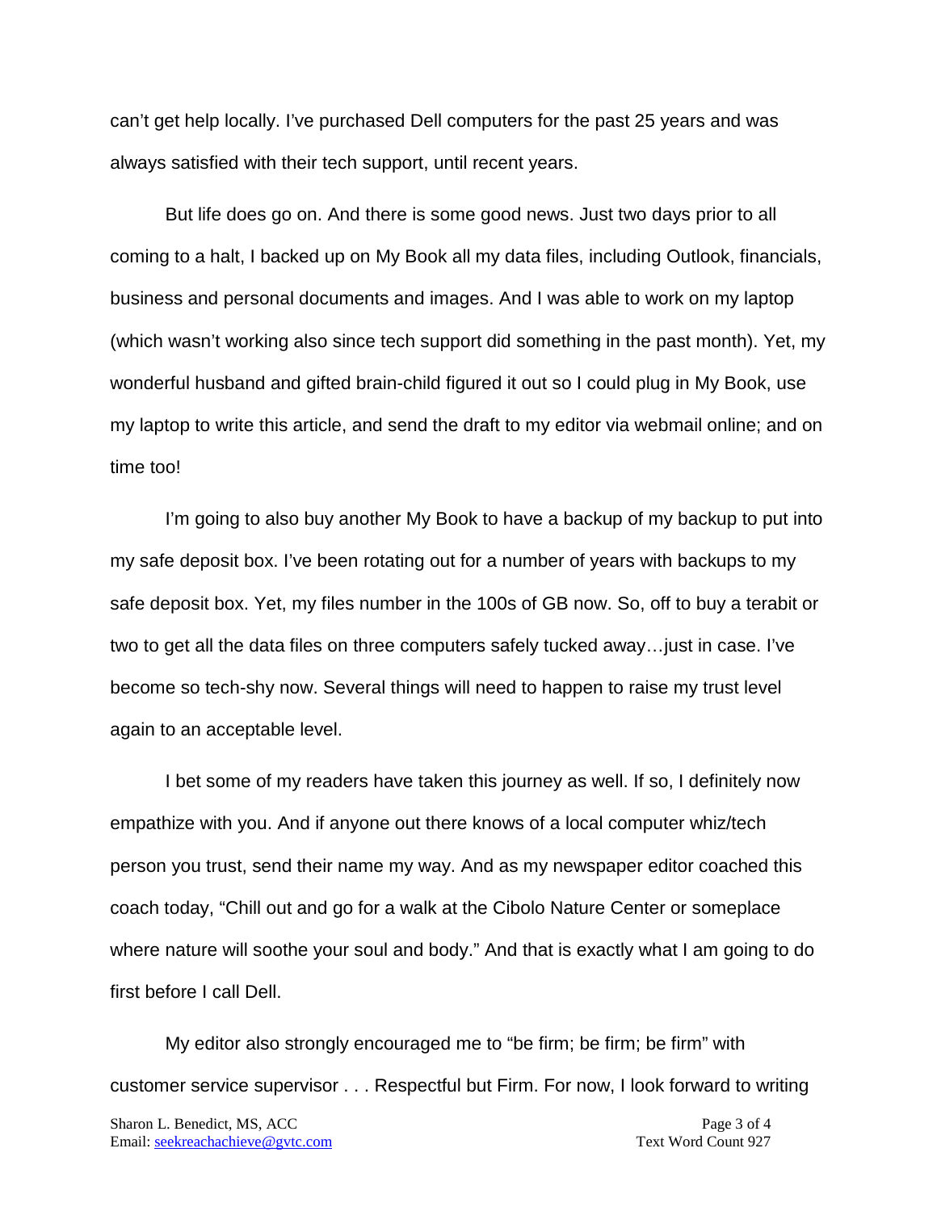can't get help locally. I've purchased Dell computers for the past 25 years and was always satisfied with their tech support, until recent years.

But life does go on. And there is some good news. Just two days prior to all coming to a halt, I backed up on My Book all my data files, including Outlook, financials, business and personal documents and images. And I was able to work on my laptop (which wasn't working also since tech support did something in the past month). Yet, my wonderful husband and gifted brain-child figured it out so I could plug in My Book, use my laptop to write this article, and send the draft to my editor via webmail online; and on time too!

I'm going to also buy another My Book to have a backup of my backup to put into my safe deposit box. I've been rotating out for a number of years with backups to my safe deposit box. Yet, my files number in the 100s of GB now. So, off to buy a terabit or two to get all the data files on three computers safely tucked away…just in case. I've become so tech-shy now. Several things will need to happen to raise my trust level again to an acceptable level.

I bet some of my readers have taken this journey as well. If so, I definitely now empathize with you. And if anyone out there knows of a local computer whiz/tech person you trust, send their name my way. And as my newspaper editor coached this coach today, "Chill out and go for a walk at the Cibolo Nature Center or someplace where nature will soothe your soul and body." And that is exactly what I am going to do first before I call Dell.

My editor also strongly encouraged me to "be firm; be firm; be firm" with customer service supervisor . . . Respectful but Firm. For now, I look forward to writing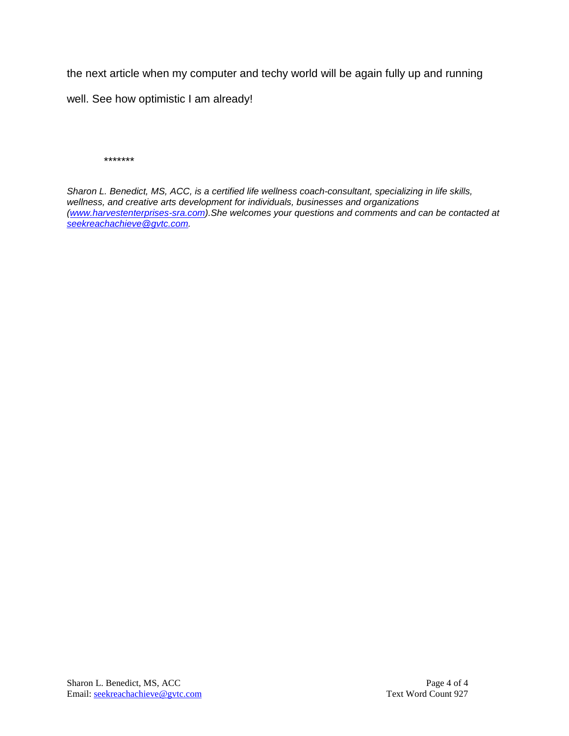the next article when my computer and techy world will be again fully up and running well. See how optimistic I am already!

*******

*Sharon L. Benedict, MS, ACC, is a certified life wellness coach-consultant, specializing in life skills, wellness, and creative arts development for individuals, businesses and organizations ([www.harvestenterprises-sra.com](http://www.harvestenterprises-sra.com)).She welcomes your questions and comments and can be contacted at [seekreachachieve@gvtc.com](mailto:seekreachachieve@gvtc.com).*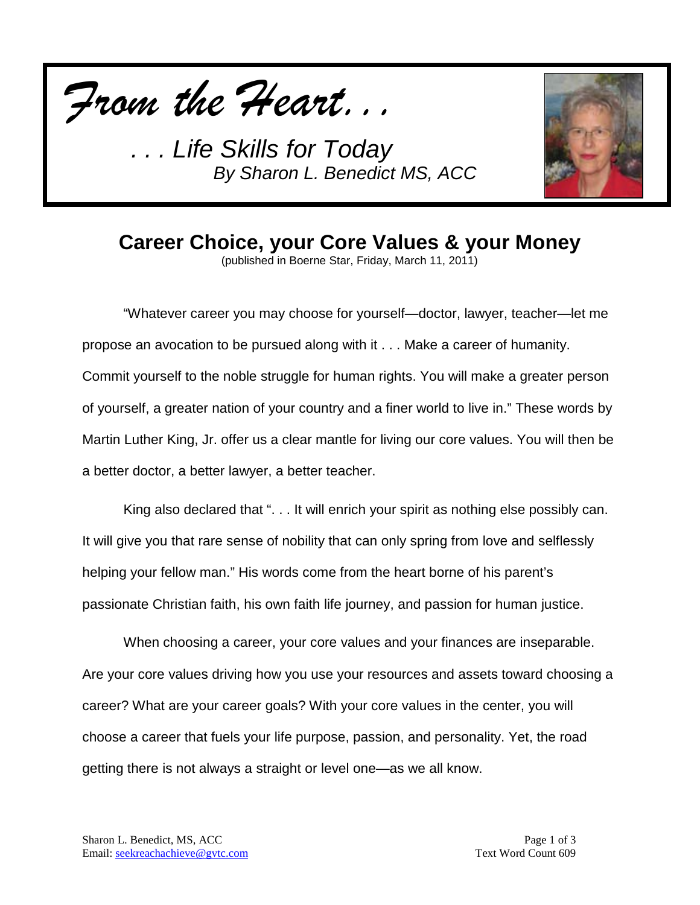*From the Heart. . .*

*. . . Life Skills for Today*
*By Sharon L. Benedict MS, ACC*

# Career Choice, your Core Values & your Money

(published in Boerne Star, Friday, March 11, 2011)

"Whatever career you may choose for yourself—doctor, lawyer, teacher—let me propose an avocation to be pursued along with it . . . Make a career of humanity. Commit yourself to the noble struggle for human rights. You will make a greater person of yourself, a greater nation of your country and a finer world to live in." These words by Martin Luther King, Jr. offer us a clear mantle for living our core values. You will then be a better doctor, a better lawyer, a better teacher.

King also declared that ". . . It will enrich your spirit as nothing else possibly can. It will give you that rare sense of nobility that can only spring from love and selflessly helping your fellow man." His words come from the heart borne of his parent's passionate Christian faith, his own faith life journey, and passion for human justice.

When choosing a career, your core values and your finances are inseparable. Are your core values driving how you use your resources and assets toward choosing a career? What are your career goals? With your core values in the center, you will choose a career that fuels your life purpose, passion, and personality. Yet, the road getting there is not always a straight or level one—as we all know.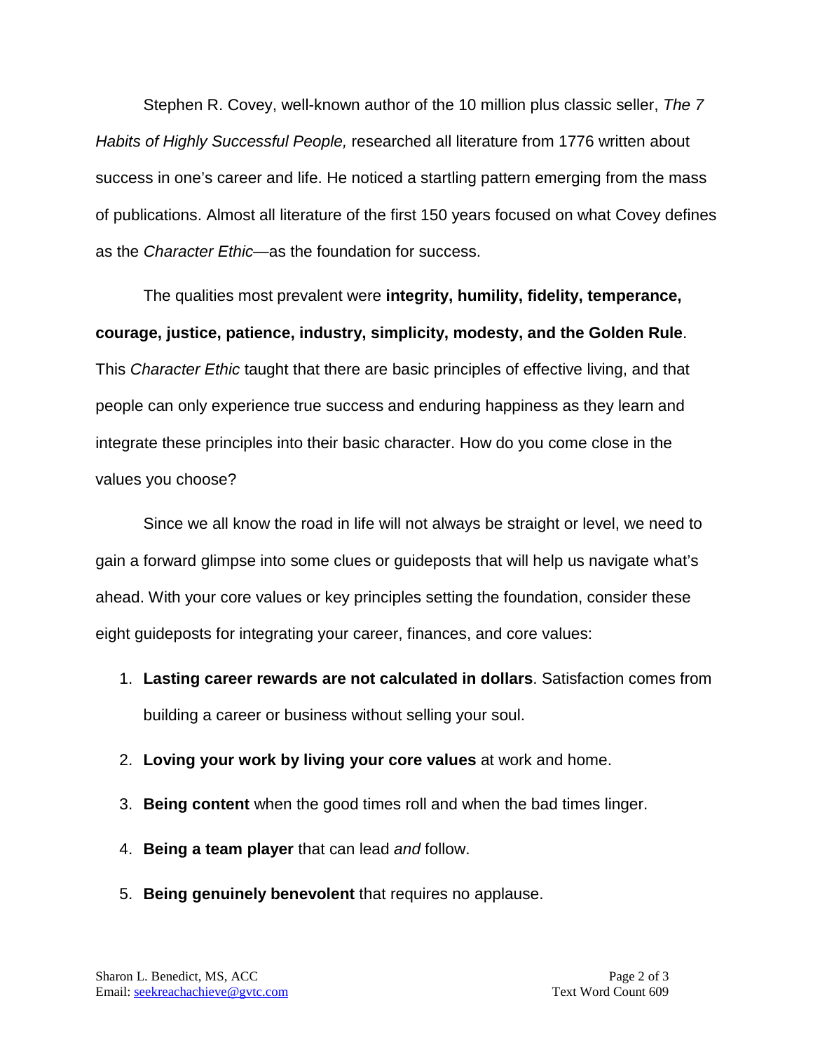Stephen R. Covey, well-known author of the 10 million plus classic seller, *The 7 Habits of Highly Successful People,* researched all literature from 1776 written about success in one's career and life. He noticed a startling pattern emerging from the mass of publications. Almost all literature of the first 150 years focused on what Covey defines as the *Character Ethic*—as the foundation for success.

The qualities most prevalent were **integrity, humility, fidelity, temperance, courage, justice, patience, industry, simplicity, modesty, and the Golden Rule**. This *Character Ethic* taught that there are basic principles of effective living, and that people can only experience true success and enduring happiness as they learn and integrate these principles into their basic character. How do you come close in the values you choose?

Since we all know the road in life will not always be straight or level, we need to gain a forward glimpse into some clues or guideposts that will help us navigate what's ahead. With your core values or key principles setting the foundation, consider these eight guideposts for integrating your career, finances, and core values:

1. **Lasting career rewards are not calculated in dollars**. Satisfaction comes from building a career or business without selling your soul.
2. **Loving your work by living your core values** at work and home.
3. **Being content** when the good times roll and when the bad times linger.
4. **Being a team player** that can lead *and* follow.
5. **Being genuinely benevolent** that requires no applause.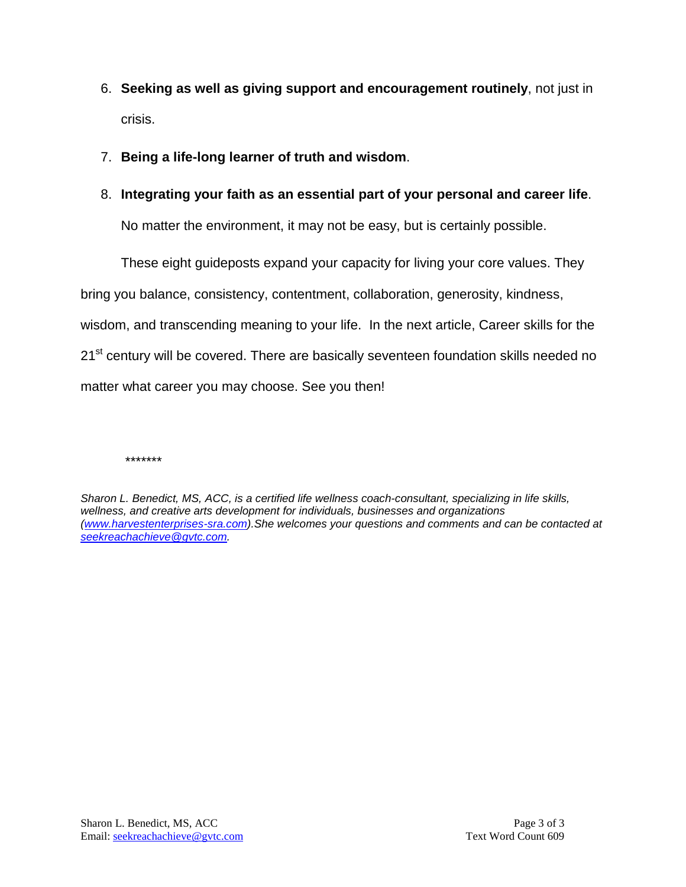6. **Seeking as well as giving support and encouragement routinely**, not just in crisis.
7. **Being a life-long learner of truth and wisdom**.
8. **Integrating your faith as an essential part of your personal and career life**. No matter the environment, it may not be easy, but is certainly possible.

These eight guideposts expand your capacity for living your core values. They bring you balance, consistency, contentment, collaboration, generosity, kindness, wisdom, and transcending meaning to your life. In the next article, Career skills for the 21st century will be covered. There are basically seventeen foundation skills needed no matter what career you may choose. See you then!

*******

*Sharon L. Benedict, MS, ACC, is a certified life wellness coach-consultant, specializing in life skills, wellness, and creative arts development for individuals, businesses and organizations ([www.harvestenterprises-sra.com](http://www.harvestenterprises-sra.com)).She welcomes your questions and comments and can be contacted at [seekreachachieve@gvtc.com](mailto:seekreachachieve@gvtc.com).*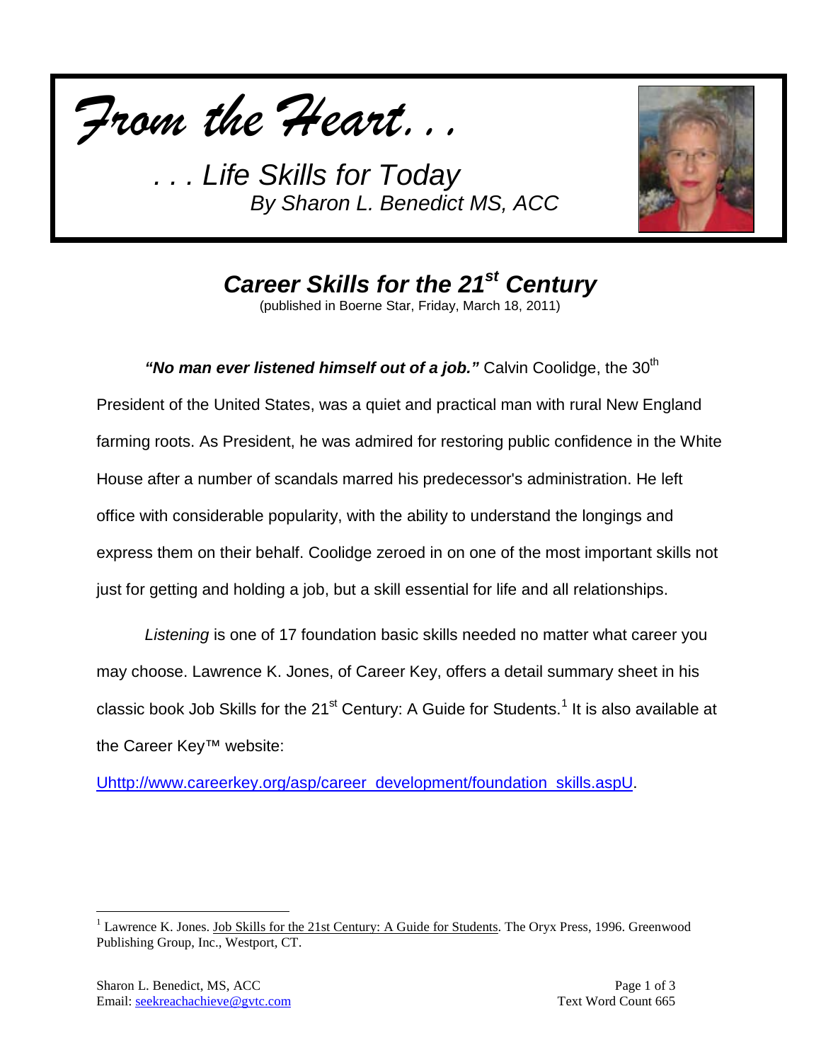# *From the Heart. . .*

*. . . Life Skills for Today*
*By Sharon L. Benedict MS, ACC*

## *Career Skills for the 21st Century*

(published in Boerne Star, Friday, March 18, 2011)

***"No man ever listened himself out of a job."*** Calvin Coolidge, the 30th President of the United States, was a quiet and practical man with rural New England farming roots. As President, he was admired for restoring public confidence in the White House after a number of scandals marred his predecessor's administration. He left office with considerable popularity, with the ability to understand the longings and express them on their behalf. Coolidge zeroed in on one of the most important skills not just for getting and holding a job, but a skill essential for life and all relationships.

*Listening* is one of 17 foundation basic skills needed no matter what career you may choose. Lawrence K. Jones, of Career Key, offers a detail summary sheet in his classic book Job Skills for the 21st Century: A Guide for Students.[1] It is also available at the Career Key™ website:

Uhttp://www.careerkey.org/asp/career_development/foundation_skills.aspU.

---

[1] Lawrence K. Jones. Job Skills for the 21st Century: A Guide for Students. The Oryx Press, 1996. Greenwood Publishing Group, Inc., Westport, CT.

Sharon L. Benedict, MS, ACC
Email: seekreachachieve@gvtc.com

Text Word Count 665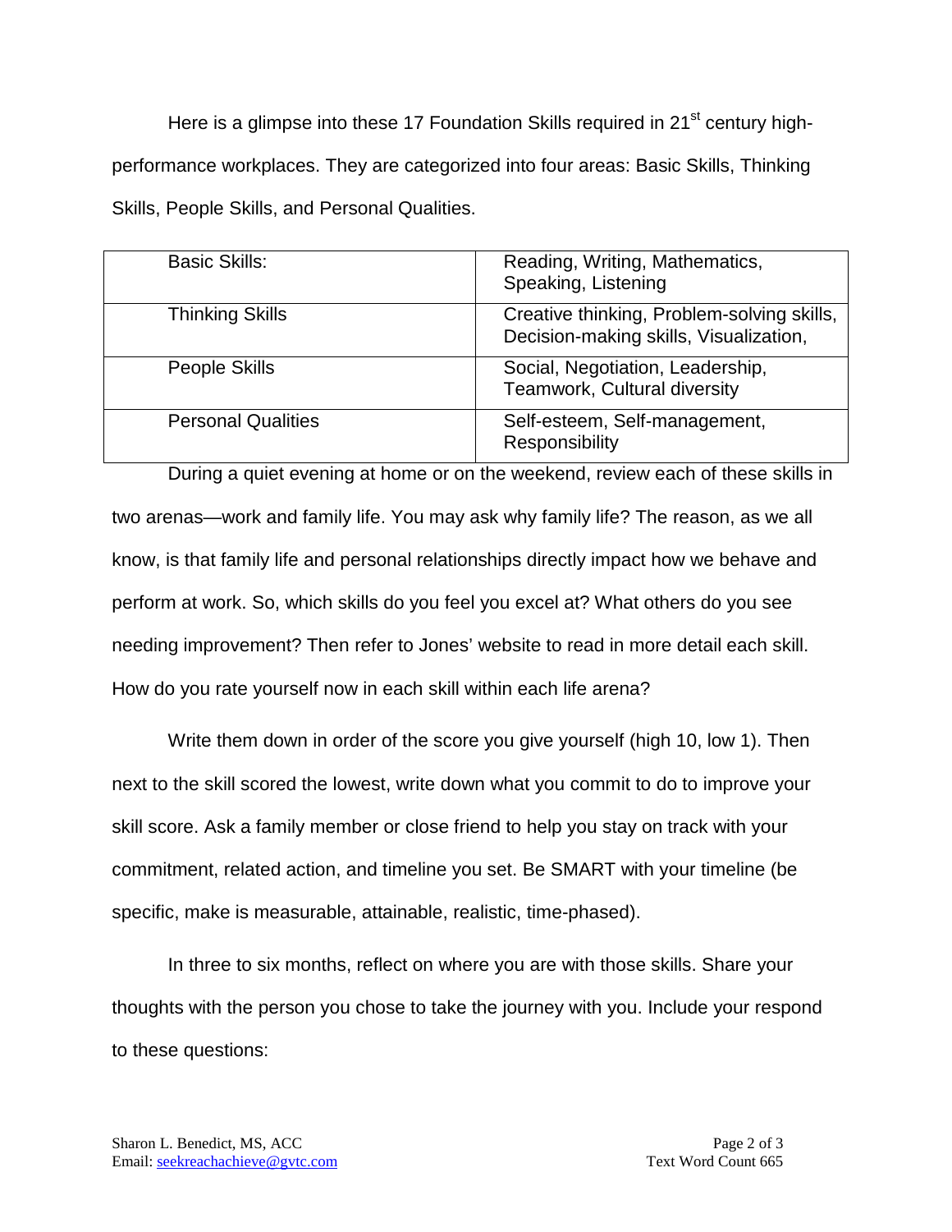Here is a glimpse into these 17 Foundation Skills required in 21st century high-performance workplaces. They are categorized into four areas: Basic Skills, Thinking Skills, People Skills, and Personal Qualities.

| Basic Skills: | Reading, Writing, Mathematics, Speaking, Listening |
|---|---|
| Thinking Skills | Creative thinking, Problem-solving skills, Decision-making skills, Visualization, |
| People Skills | Social, Negotiation, Leadership, Teamwork, Cultural diversity |
| Personal Qualities | Self-esteem, Self-management, Responsibility |

During a quiet evening at home or on the weekend, review each of these skills in two arenas—work and family life. You may ask why family life? The reason, as we all know, is that family life and personal relationships directly impact how we behave and perform at work. So, which skills do you feel you excel at? What others do you see needing improvement? Then refer to Jones' website to read in more detail each skill. How do you rate yourself now in each skill within each life arena?

Write them down in order of the score you give yourself (high 10, low 1). Then next to the skill scored the lowest, write down what you commit to do to improve your skill score. Ask a family member or close friend to help you stay on track with your commitment, related action, and timeline you set. Be SMART with your timeline (be specific, make is measurable, attainable, realistic, time-phased).

In three to six months, reflect on where you are with those skills. Share your thoughts with the person you chose to take the journey with you. Include your respond to these questions: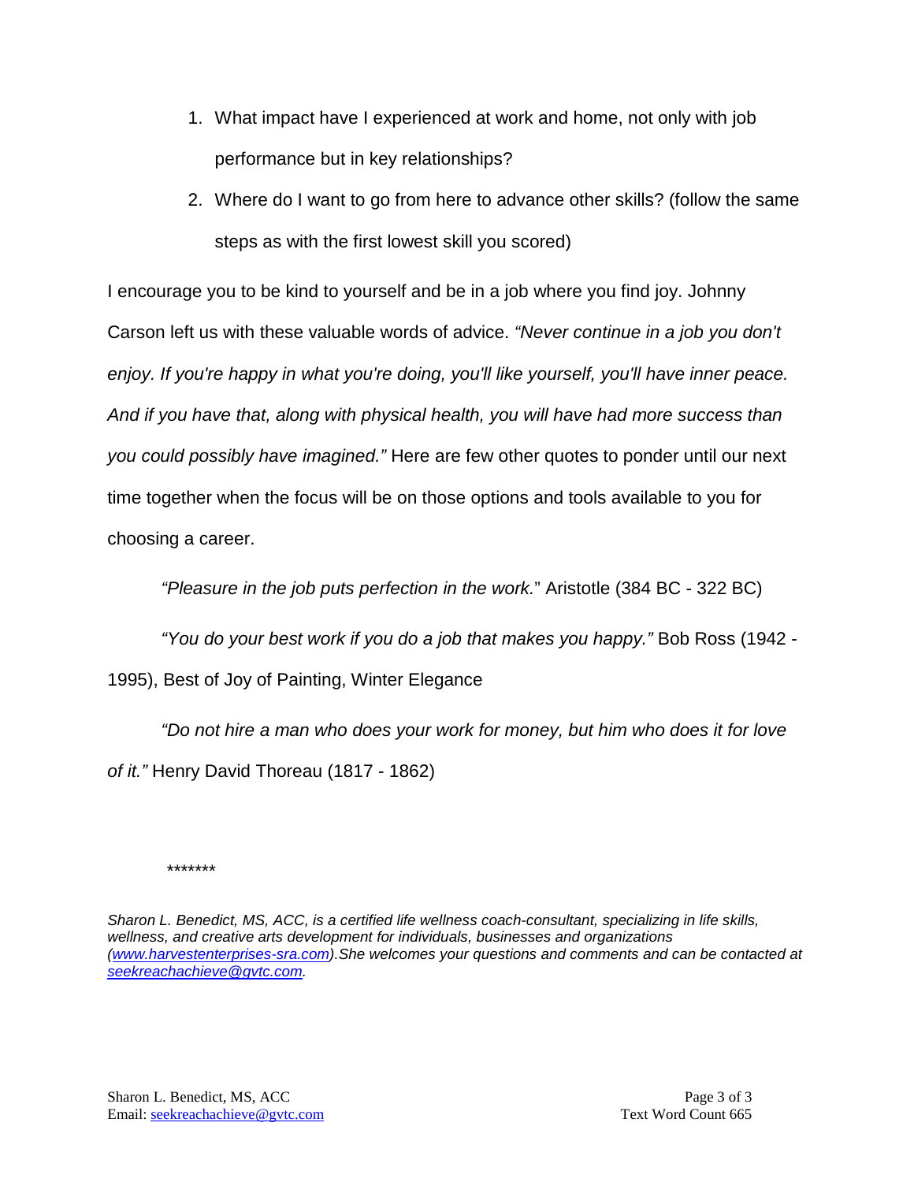1. What impact have I experienced at work and home, not only with job performance but in key relationships?
2. Where do I want to go from here to advance other skills? (follow the same steps as with the first lowest skill you scored)

I encourage you to be kind to yourself and be in a job where you find joy. Johnny Carson left us with these valuable words of advice. *"Never continue in a job you don't enjoy. If you're happy in what you're doing, you'll like yourself, you'll have inner peace. And if you have that, along with physical health, you will have had more success than you could possibly have imagined."* Here are few other quotes to ponder until our next time together when the focus will be on those options and tools available to you for choosing a career.

*"Pleasure in the job puts perfection in the work.*" Aristotle (384 BC - 322 BC)

*"You do your best work if you do a job that makes you happy."* Bob Ross (1942 - 1995), Best of Joy of Painting, Winter Elegance

*"Do not hire a man who does your work for money, but him who does it for love of it."* Henry David Thoreau (1817 - 1862)

*******

*Sharon L. Benedict, MS, ACC, is a certified life wellness coach-consultant, specializing in life skills, wellness, and creative arts development for individuals, businesses and organizations ([www.harvestenterprises-sra.com](http://www.harvestenterprises-sra.com)).She welcomes your questions and comments and can be contacted at [seekreachachieve@gvtc.com](mailto:seekreachachieve@gvtc.com).*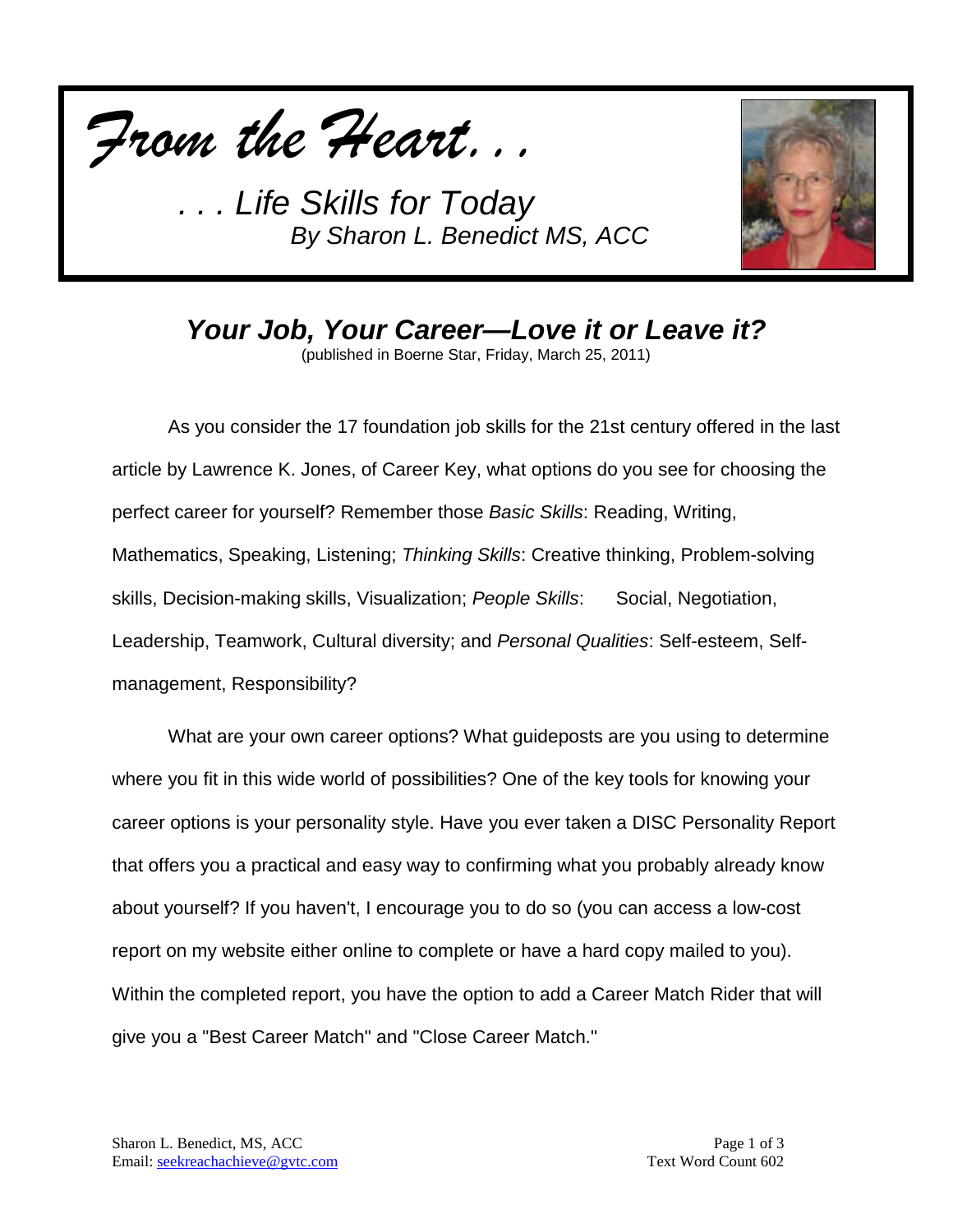*From the Heart. . .*

*. . . Life Skills for Today*
*By Sharon L. Benedict MS, ACC*

## *Your Job, Your Career—Love it or Leave it?*

(published in Boerne Star, Friday, March 25, 2011)

As you consider the 17 foundation job skills for the 21st century offered in the last article by Lawrence K. Jones, of Career Key, what options do you see for choosing the perfect career for yourself? Remember those *Basic Skills*: Reading, Writing, Mathematics, Speaking, Listening; *Thinking Skills*: Creative thinking, Problem-solving skills, Decision-making skills, Visualization; *People Skills*: Social, Negotiation, Leadership, Teamwork, Cultural diversity; and *Personal Qualities*: Self-esteem, Self-management, Responsibility?

What are your own career options? What guideposts are you using to determine where you fit in this wide world of possibilities? One of the key tools for knowing your career options is your personality style. Have you ever taken a DISC Personality Report that offers you a practical and easy way to confirming what you probably already know about yourself? If you haven't, I encourage you to do so (you can access a low-cost report on my website either online to complete or have a hard copy mailed to you). Within the completed report, you have the option to add a Career Match Rider that will give you a "Best Career Match" and "Close Career Match."

Sharon L. Benedict, MS, ACC
Email: seekreachachieve@gvtc.com

Text Word Count 602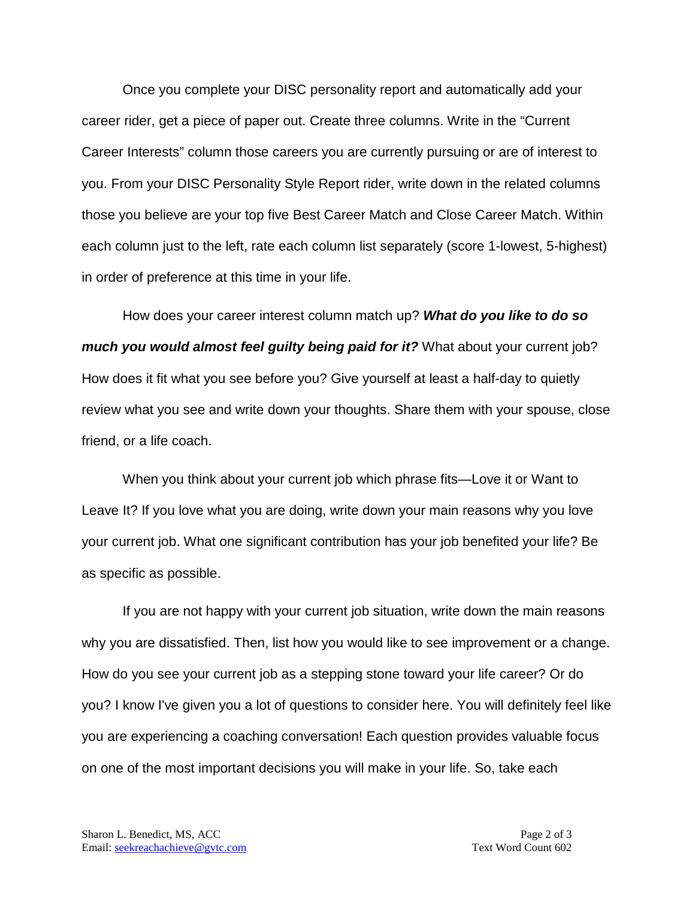Once you complete your DISC personality report and automatically add your career rider, get a piece of paper out. Create three columns. Write in the "Current Career Interests" column those careers you are currently pursuing or are of interest to you. From your DISC Personality Style Report rider, write down in the related columns those you believe are your top five Best Career Match and Close Career Match. Within each column just to the left, rate each column list separately (score 1-lowest, 5-highest) in order of preference at this time in your life.

How does your career interest column match up? ***What do you like to do so much you would almost feel guilty being paid for it?*** What about your current job? How does it fit what you see before you? Give yourself at least a half-day to quietly review what you see and write down your thoughts. Share them with your spouse, close friend, or a life coach.

When you think about your current job which phrase fits—Love it or Want to Leave It? If you love what you are doing, write down your main reasons why you love your current job. What one significant contribution has your job benefited your life? Be as specific as possible.

If you are not happy with your current job situation, write down the main reasons why you are dissatisfied. Then, list how you would like to see improvement or a change. How do you see your current job as a stepping stone toward your life career? Or do you? I know I've given you a lot of questions to consider here. You will definitely feel like you are experiencing a coaching conversation! Each question provides valuable focus on one of the most important decisions you will make in your life. So, take each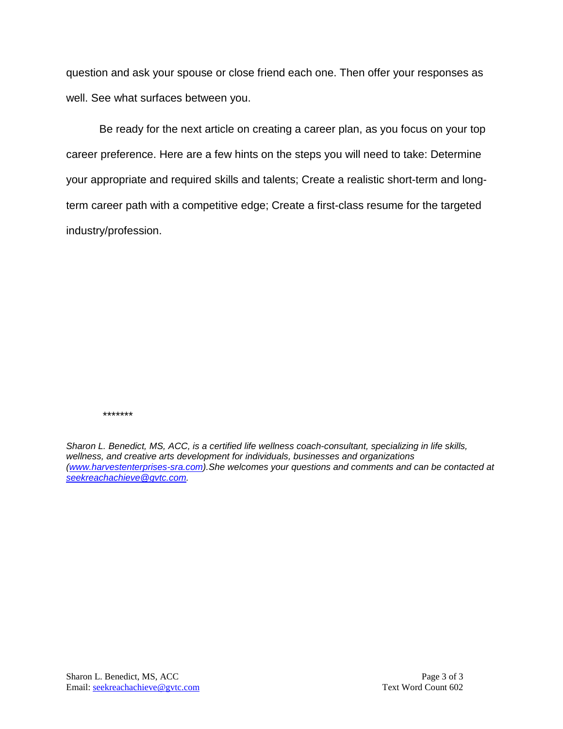question and ask your spouse or close friend each one. Then offer your responses as well. See what surfaces between you.

Be ready for the next article on creating a career plan, as you focus on your top career preference. Here are a few hints on the steps you will need to take: Determine your appropriate and required skills and talents; Create a realistic short-term and long-term career path with a competitive edge; Create a first-class resume for the targeted industry/profession.

*******

*Sharon L. Benedict, MS, ACC, is a certified life wellness coach-consultant, specializing in life skills, wellness, and creative arts development for individuals, businesses and organizations ([www.harvestenterprises-sra.com](http://www.harvestenterprises-sra.com)).She welcomes your questions and comments and can be contacted at [seekreachachieve@gvtc.com](mailto:seekreachachieve@gvtc.com).*